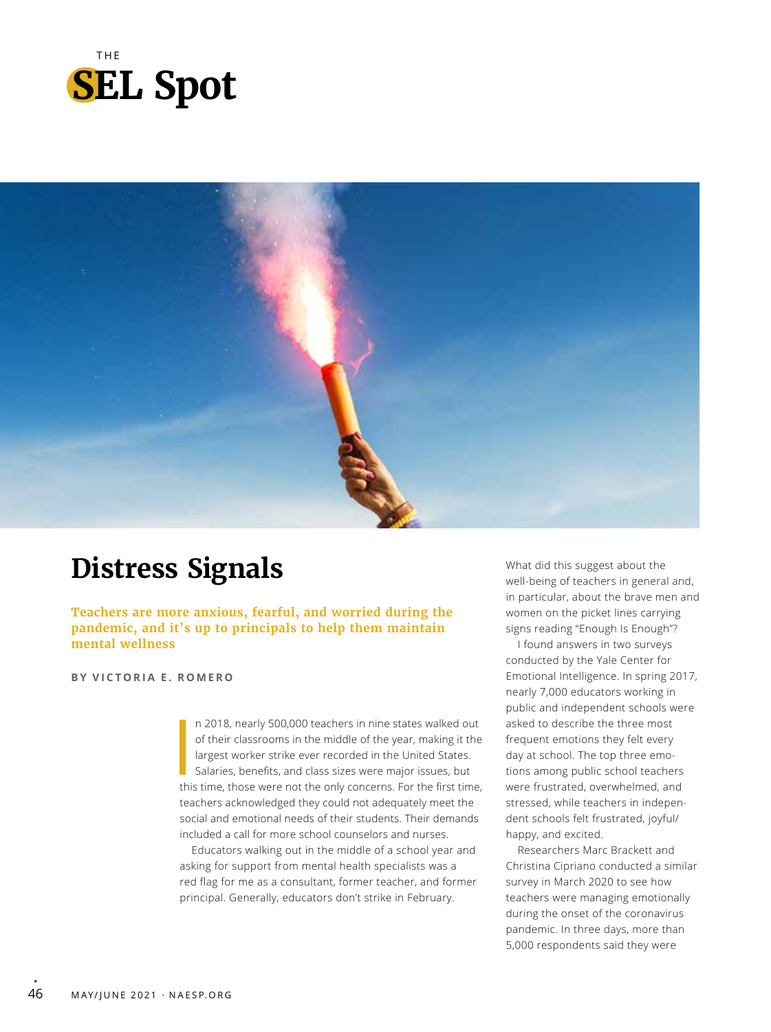THE

# SEL Spot

# Distress Signals

**Teachers are more anxious, fearful, and worried during the pandemic, and it's up to principals to help them maintain mental wellness**

**BY VICTORIA E. ROMERO**

In 2018, nearly 500,000 teachers in nine states walked out of their classrooms in the middle of the year, making it the largest worker strike ever recorded in the United States. Salaries, benefits, and class sizes were major issues, but this time, those were not the only concerns. For the first time, teachers acknowledged they could not adequately meet the social and emotional needs of their students. Their demands included a call for more school counselors and nurses.

Educators walking out in the middle of a school year and asking for support from mental health specialists was a red flag for me as a consultant, former teacher, and former principal. Generally, educators don't strike in February.

What did this suggest about the well-being of teachers in general and, in particular, about the brave men and women on the picket lines carrying signs reading "Enough Is Enough"?

I found answers in two surveys conducted by the Yale Center for Emotional Intelligence. In spring 2017, nearly 7,000 educators working in public and independent schools were asked to describe the three most frequent emotions they felt every day at school. The top three emotions among public school teachers were frustrated, overwhelmed, and stressed, while teachers in independent schools felt frustrated, joyful/happy, and excited.

Researchers Marc Brackett and Christina Cipriano conducted a similar survey in March 2020 to see how teachers were managing emotionally during the onset of the coronavirus pandemic. In three days, more than 5,000 respondents said they were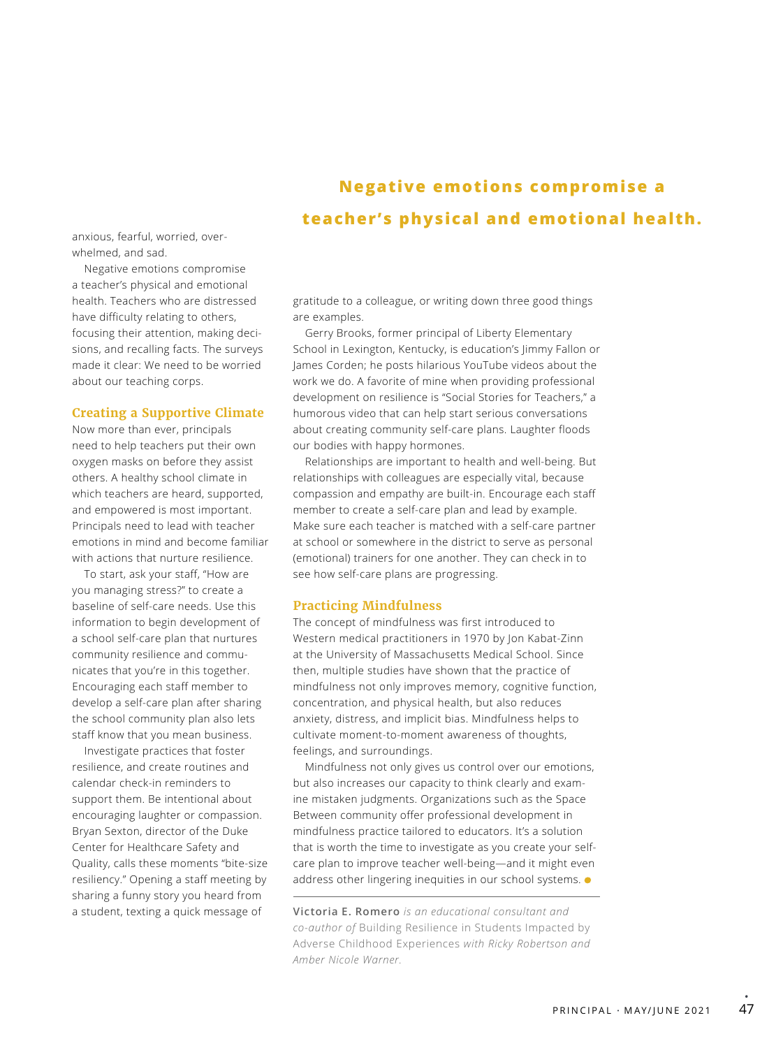anxious, fearful, worried, overwhelmed, and sad.

Negative emotions compromise a teacher's physical and emotional health. Teachers who are distressed have difficulty relating to others, focusing their attention, making decisions, and recalling facts. The surveys made it clear: We need to be worried about our teaching corps.

**Negative emotions compromise a teacher's physical and emotional health.**

### Creating a Supportive Climate

Now more than ever, principals need to help teachers put their own oxygen masks on before they assist others. A healthy school climate in which teachers are heard, supported, and empowered is most important. Principals need to lead with teacher emotions in mind and become familiar with actions that nurture resilience.

To start, ask your staff, "How are you managing stress?" to create a baseline of self-care needs. Use this information to begin development of a school self-care plan that nurtures community resilience and communicates that you're in this together. Encouraging each staff member to develop a self-care plan after sharing the school community plan also lets staff know that you mean business.

Investigate practices that foster resilience, and create routines and calendar check-in reminders to support them. Be intentional about encouraging laughter or compassion. Bryan Sexton, director of the Duke Center for Healthcare Safety and Quality, calls these moments "bite-size resiliency." Opening a staff meeting by sharing a funny story you heard from a student, texting a quick message of gratitude to a colleague, or writing down three good things are examples.

Gerry Brooks, former principal of Liberty Elementary School in Lexington, Kentucky, is education's Jimmy Fallon or James Corden; he posts hilarious YouTube videos about the work we do. A favorite of mine when providing professional development on resilience is "Social Stories for Teachers," a humorous video that can help start serious conversations about creating community self-care plans. Laughter floods our bodies with happy hormones.

Relationships are important to health and well-being. But relationships with colleagues are especially vital, because compassion and empathy are built-in. Encourage each staff member to create a self-care plan and lead by example. Make sure each teacher is matched with a self-care partner at school or somewhere in the district to serve as personal (emotional) trainers for one another. They can check in to see how self-care plans are progressing.

### Practicing Mindfulness

The concept of mindfulness was first introduced to Western medical practitioners in 1970 by Jon Kabat-Zinn at the University of Massachusetts Medical School. Since then, multiple studies have shown that the practice of mindfulness not only improves memory, cognitive function, concentration, and physical health, but also reduces anxiety, distress, and implicit bias. Mindfulness helps to cultivate moment-to-moment awareness of thoughts, feelings, and surroundings.

Mindfulness not only gives us control over our emotions, but also increases our capacity to think clearly and examine mistaken judgments. Organizations such as the Space Between community offer professional development in mindfulness practice tailored to educators. It's a solution that is worth the time to investigate as you create your self-care plan to improve teacher well-being—and it might even address other lingering inequities in our school systems.

---

**Victoria E. Romero** *is an educational consultant and co-author of* Building Resilience in Students Impacted by Adverse Childhood Experiences *with Ricky Robertson and Amber Nicole Warner.*